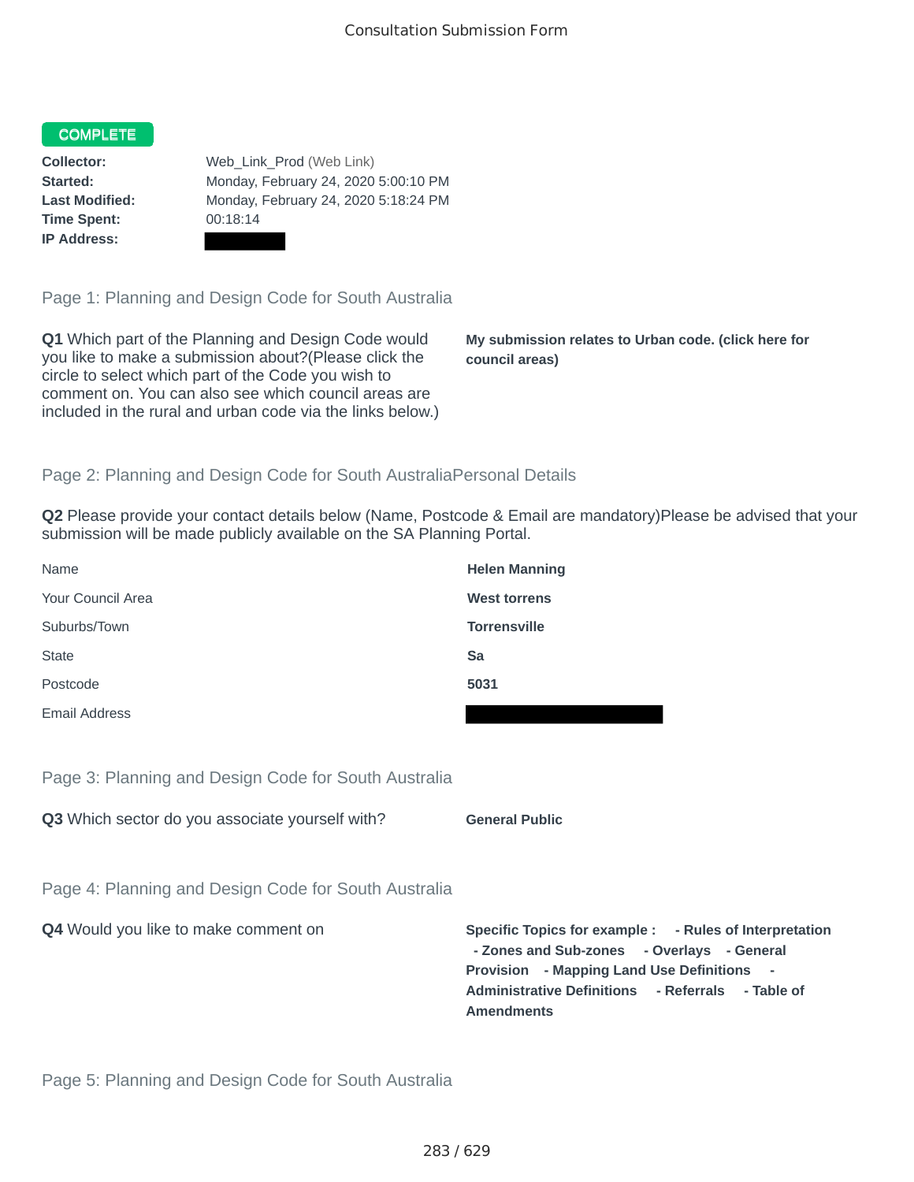Consultation Submission Form

**COMPLETE**

**Collector:** Web_Link_Prod (Web Link)
**Started:** Monday, February 24, 2020 5:00:10 PM
**Last Modified:** Monday, February 24, 2020 5:18:24 PM
**Time Spent:** 00:18:14
**IP Address:**

## Page 1: Planning and Design Code for South Australia

**Q1** Which part of the Planning and Design Code would you like to make a submission about?(Please click the circle to select which part of the Code you wish to comment on. You can also see which council areas are included in the rural and urban code via the links below.)

**My submission relates to Urban code. (click here for council areas)**

## Page 2: Planning and Design Code for South AustraliaPersonal Details

**Q2** Please provide your contact details below (Name, Postcode & Email are mandatory)Please be advised that your submission will be made publicly available on the SA Planning Portal.

| | |
|---|---|
| Name | **Helen Manning** |
| Your Council Area | **West torrens** |
| Suburbs/Town | **Torrensville** |
| State | **Sa** |
| Postcode | **5031** |
| Email Address | |

## Page 3: Planning and Design Code for South Australia

**Q3** Which sector do you associate yourself with?

**General Public**

## Page 4: Planning and Design Code for South Australia

**Q4** Would you like to make comment on

**Specific Topics for example : - Rules of Interpretation - Zones and Sub-zones - Overlays - General Provision - Mapping Land Use Definitions - Administrative Definitions - Referrals - Table of Amendments**

## Page 5: Planning and Design Code for South Australia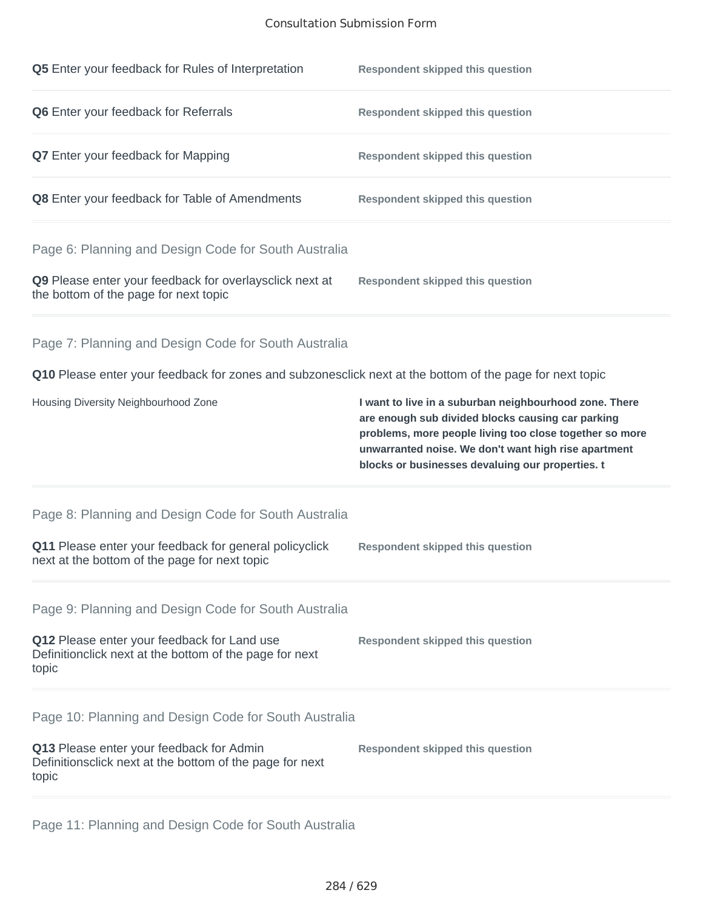**Q5** Enter your feedback for Rules of Interpretation — **Respondent skipped this question**

**Q6** Enter your feedback for Referrals — **Respondent skipped this question**

**Q7** Enter your feedback for Mapping — **Respondent skipped this question**

**Q8** Enter your feedback for Table of Amendments — **Respondent skipped this question**

## Page 6: Planning and Design Code for South Australia

**Q9** Please enter your feedback for overlaysclick next at the bottom of the page for next topic — **Respondent skipped this question**

## Page 7: Planning and Design Code for South Australia

**Q10** Please enter your feedback for zones and subzonesclick next at the bottom of the page for next topic

| | |
|---|---|
| Housing Diversity Neighbourhood Zone | **I want to live in a suburban neighbourhood zone. There are enough sub divided blocks causing car parking problems, more people living too close together so more unwarranted noise. We don't want high rise apartment blocks or businesses devaluing our properties. t** |

## Page 8: Planning and Design Code for South Australia

**Q11** Please enter your feedback for general policyclick next at the bottom of the page for next topic — **Respondent skipped this question**

## Page 9: Planning and Design Code for South Australia

**Q12** Please enter your feedback for Land use Definitionclick next at the bottom of the page for next topic — **Respondent skipped this question**

## Page 10: Planning and Design Code for South Australia

**Q13** Please enter your feedback for Admin Definitionsclick next at the bottom of the page for next topic — **Respondent skipped this question**

## Page 11: Planning and Design Code for South Australia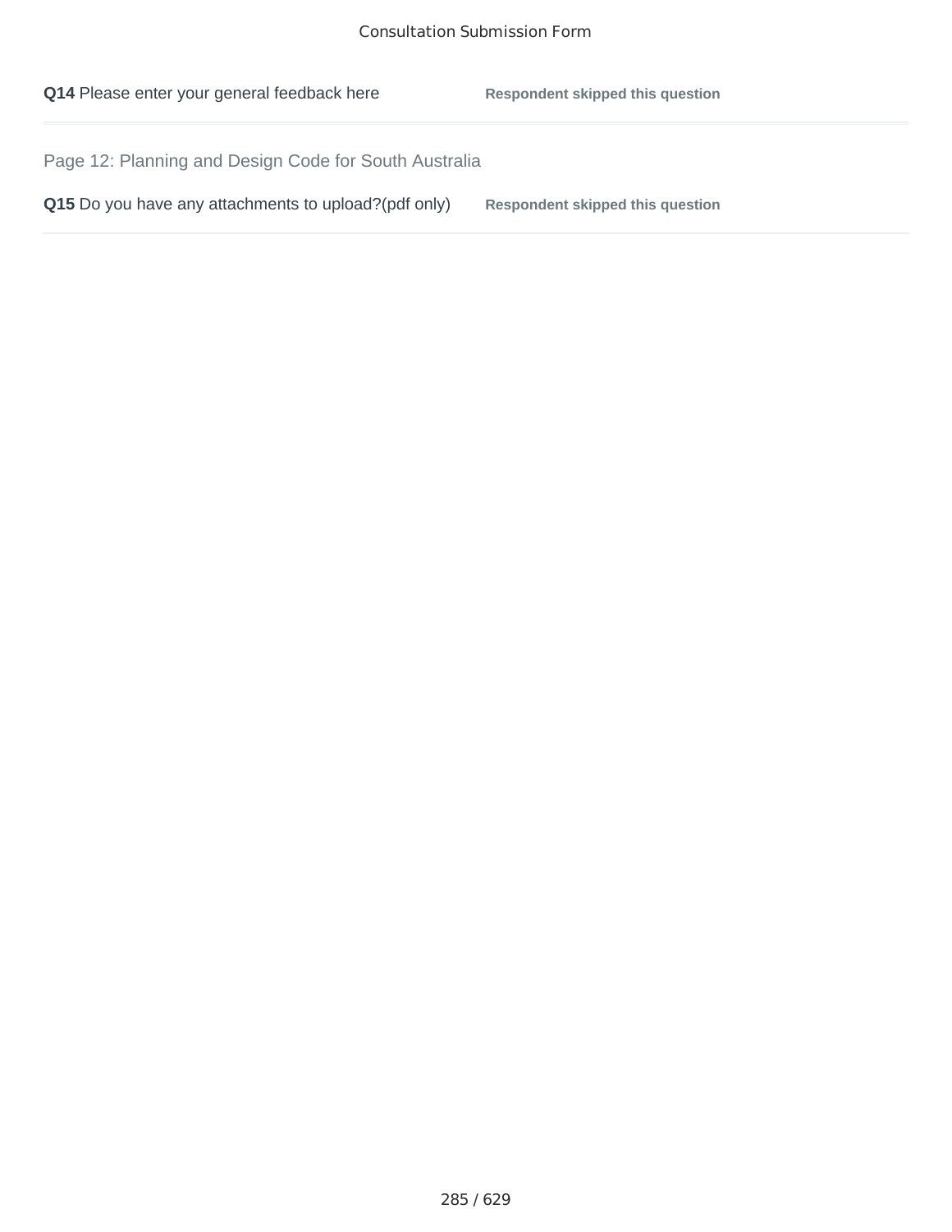**Q14** Please enter your general feedback here

**Respondent skipped this question**

Page 12: Planning and Design Code for South Australia

**Q15** Do you have any attachments to upload?(pdf only)

**Respondent skipped this question**